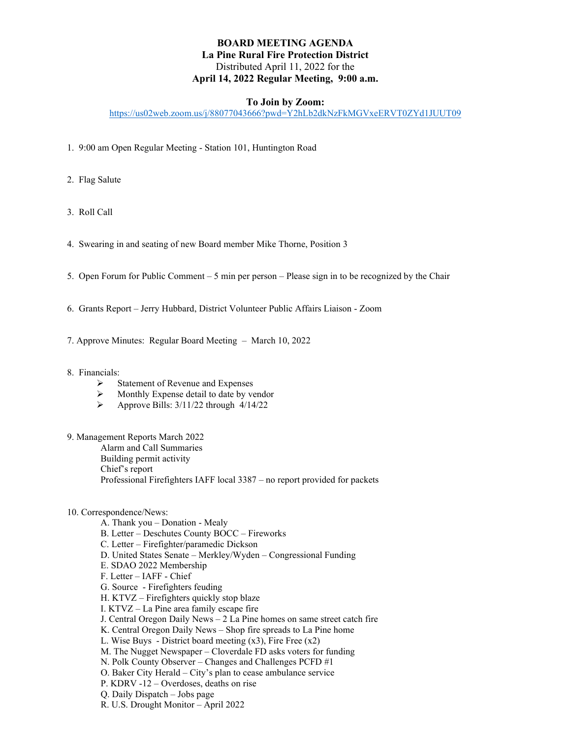# BOARD MEETING AGENDA

**La Pine Rural Fire Protection District**

Distributed April 11, 2022 for the

**April 14, 2022 Regular Meeting, 9:00 a.m.**

**To Join by Zoom:**

https://us02web.zoom.us/j/88077043666?pwd=Y2hLb2dkNzFkMGVxeERVT0ZYd1JUUT09

1. 9:00 am Open Regular Meeting - Station 101, Huntington Road

2. Flag Salute

3. Roll Call

4. Swearing in and seating of new Board member Mike Thorne, Position 3

5. Open Forum for Public Comment – 5 min per person – Please sign in to be recognized by the Chair

6. Grants Report – Jerry Hubbard, District Volunteer Public Affairs Liaison - Zoom

7. Approve Minutes: Regular Board Meeting – March 10, 2022

8. Financials:
   - Statement of Revenue and Expenses
   - Monthly Expense detail to date by vendor
   - Approve Bills: 3/11/22 through 4/14/22

9. Management Reports March 2022
   - Alarm and Call Summaries
   - Building permit activity
   - Chief's report
   - Professional Firefighters IAFF local 3387 – no report provided for packets

10. Correspondence/News:
    - A. Thank you – Donation - Mealy
    - B. Letter – Deschutes County BOCC – Fireworks
    - C. Letter – Firefighter/paramedic Dickson
    - D. United States Senate – Merkley/Wyden – Congressional Funding
    - E. SDAO 2022 Membership
    - F. Letter – IAFF - Chief
    - G. Source - Firefighters feuding
    - H. KTVZ – Firefighters quickly stop blaze
    - I. KTVZ – La Pine area family escape fire
    - J. Central Oregon Daily News – 2 La Pine homes on same street catch fire
    - K. Central Oregon Daily News – Shop fire spreads to La Pine home
    - L. Wise Buys - District board meeting (x3), Fire Free (x2)
    - M. The Nugget Newspaper – Cloverdale FD asks voters for funding
    - N. Polk County Observer – Changes and Challenges PCFD #1
    - O. Baker City Herald – City's plan to cease ambulance service
    - P. KDRV -12 – Overdoses, deaths on rise
    - Q. Daily Dispatch – Jobs page
    - R. U.S. Drought Monitor – April 2022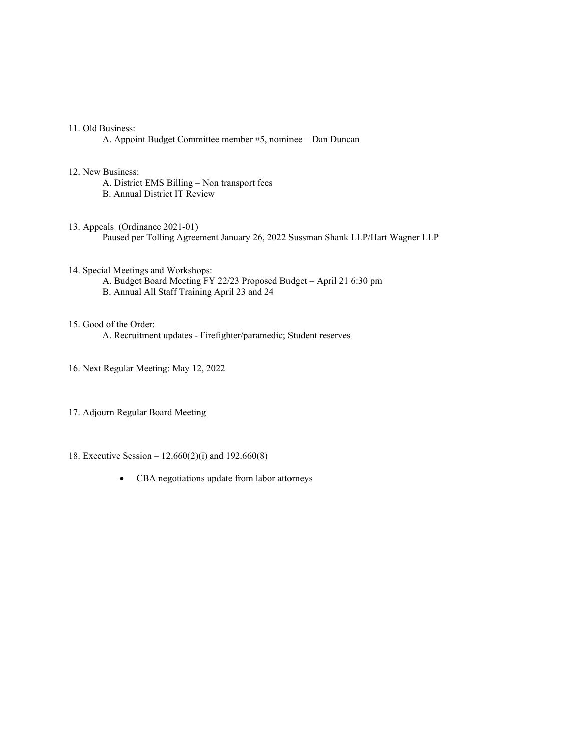11. Old Business:

    A. Appoint Budget Committee member #5, nominee – Dan Duncan

12. New Business:

    A. District EMS Billing – Non transport fees

    B. Annual District IT Review

13. Appeals (Ordinance 2021-01)

    Paused per Tolling Agreement January 26, 2022 Sussman Shank LLP/Hart Wagner LLP

14. Special Meetings and Workshops:

    A. Budget Board Meeting FY 22/23 Proposed Budget – April 21 6:30 pm

    B. Annual All Staff Training April 23 and 24

15. Good of the Order:

    A. Recruitment updates - Firefighter/paramedic; Student reserves

16. Next Regular Meeting: May 12, 2022

17. Adjourn Regular Board Meeting

18. Executive Session – 12.660(2)(i) and 192.660(8)

    - CBA negotiations update from labor attorneys